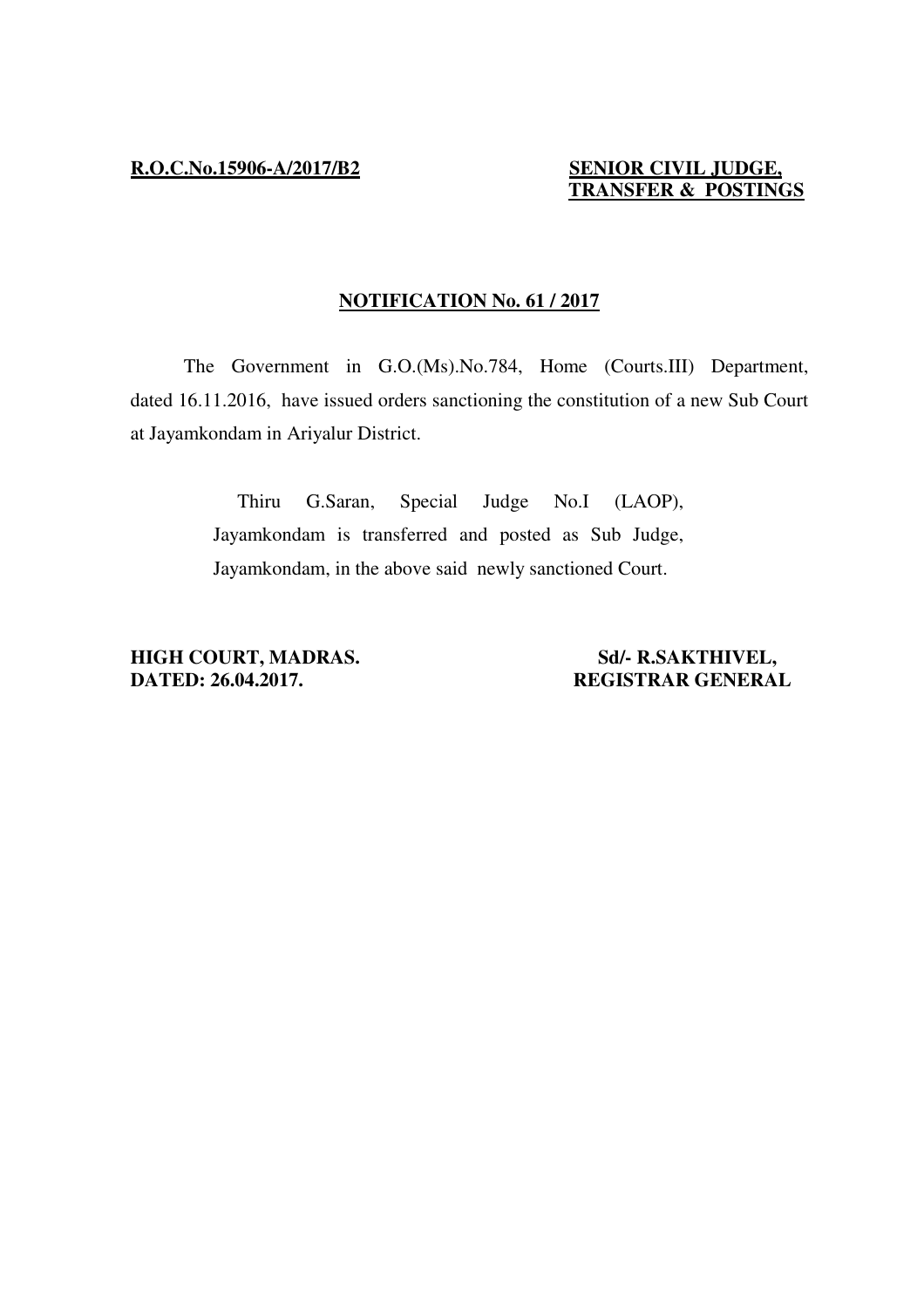**R.O.C.No.15906-A/2017/B2**

**SENIOR CIVIL JUDGE, TRANSFER & POSTINGS**

## NOTIFICATION No. 61 / 2017

The Government in G.O.(Ms).No.784, Home (Courts.III) Department, dated 16.11.2016, have issued orders sanctioning the constitution of a new Sub Court at Jayamkondam in Ariyalur District.

> Thiru G.Saran, Special Judge No.I (LAOP), Jayamkondam is transferred and posted as Sub Judge, Jayamkondam, in the above said newly sanctioned Court.

**HIGH COURT, MADRAS.**
**DATED: 26.04.2017.**

**Sd/- R.SAKTHIVEL,**
**REGISTRAR GENERAL**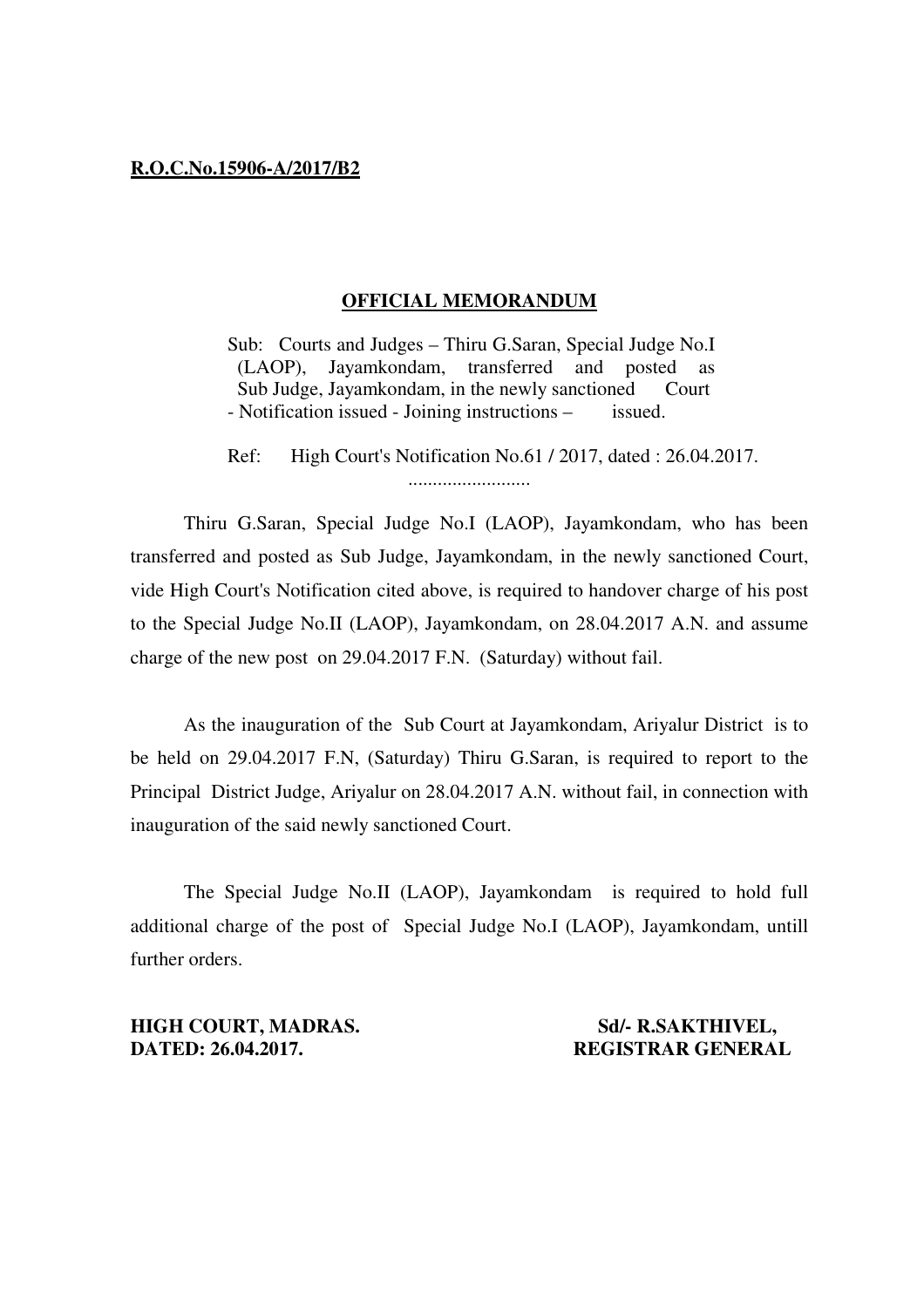**R.O.C.No.15906-A/2017/B2**

## OFFICIAL MEMORANDUM

Sub: Courts and Judges – Thiru G.Saran, Special Judge No.I (LAOP), Jayamkondam, transferred and posted as Sub Judge, Jayamkondam, in the newly sanctioned Court - Notification issued - Joining instructions – issued.

Ref: High Court's Notification No.61 / 2017, dated : 26.04.2017.

.........................

Thiru G.Saran, Special Judge No.I (LAOP), Jayamkondam, who has been transferred and posted as Sub Judge, Jayamkondam, in the newly sanctioned Court, vide High Court's Notification cited above, is required to handover charge of his post to the Special Judge No.II (LAOP), Jayamkondam, on 28.04.2017 A.N. and assume charge of the new post on 29.04.2017 F.N. (Saturday) without fail.

As the inauguration of the Sub Court at Jayamkondam, Ariyalur District is to be held on 29.04.2017 F.N, (Saturday) Thiru G.Saran, is required to report to the Principal District Judge, Ariyalur on 28.04.2017 A.N. without fail, in connection with inauguration of the said newly sanctioned Court.

The Special Judge No.II (LAOP), Jayamkondam is required to hold full additional charge of the post of Special Judge No.I (LAOP), Jayamkondam, untill further orders.

**HIGH COURT, MADRAS.**
**DATED: 26.04.2017.**

**Sd/- R.SAKTHIVEL,**
**REGISTRAR GENERAL**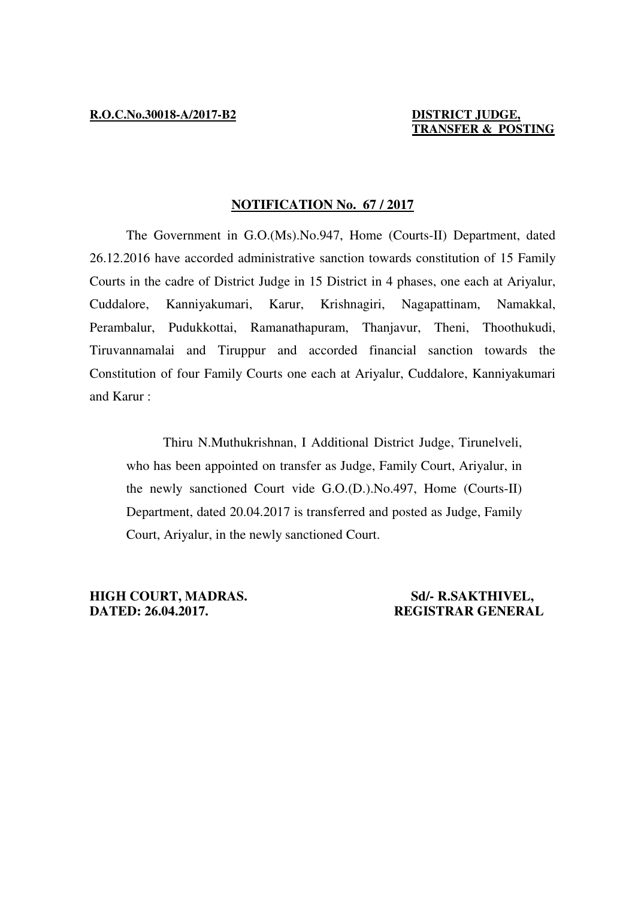**R.O.C.No.30018-A/2017-B2**

**DISTRICT JUDGE,**
**TRANSFER & POSTING**

## NOTIFICATION No. 67 / 2017

The Government in G.O.(Ms).No.947, Home (Courts-II) Department, dated 26.12.2016 have accorded administrative sanction towards constitution of 15 Family Courts in the cadre of District Judge in 15 District in 4 phases, one each at Ariyalur, Cuddalore, Kanniyakumari, Karur, Krishnagiri, Nagapattinam, Namakkal, Perambalur, Pudukkottai, Ramanathapuram, Thanjavur, Theni, Thoothukudi, Tiruvannamalai and Tiruppur and accorded financial sanction towards the Constitution of four Family Courts one each at Ariyalur, Cuddalore, Kanniyakumari and Karur :

> Thiru N.Muthukrishnan, I Additional District Judge, Tirunelveli, who has been appointed on transfer as Judge, Family Court, Ariyalur, in the newly sanctioned Court vide G.O.(D.).No.497, Home (Courts-II) Department, dated 20.04.2017 is transferred and posted as Judge, Family Court, Ariyalur, in the newly sanctioned Court.

**HIGH COURT, MADRAS.**
**DATED: 26.04.2017.**

**Sd/- R.SAKTHIVEL,**
**REGISTRAR GENERAL**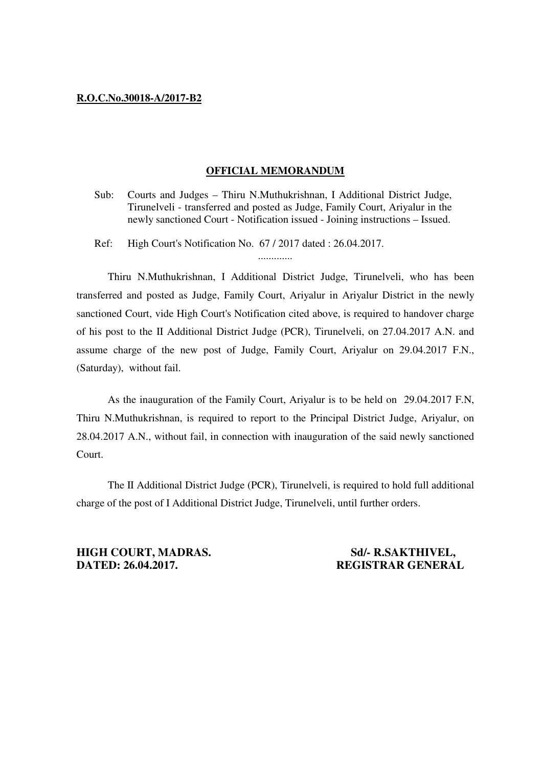**R.O.C.No.30018-A/2017-B2**

## OFFICIAL MEMORANDUM

Sub: Courts and Judges – Thiru N.Muthukrishnan, I Additional District Judge, Tirunelveli - transferred and posted as Judge, Family Court, Ariyalur in the newly sanctioned Court - Notification issued - Joining instructions – Issued.

Ref: High Court's Notification No. 67 / 2017 dated : 26.04.2017.

.............

Thiru N.Muthukrishnan, I Additional District Judge, Tirunelveli, who has been transferred and posted as Judge, Family Court, Ariyalur in Ariyalur District in the newly sanctioned Court, vide High Court's Notification cited above, is required to handover charge of his post to the II Additional District Judge (PCR), Tirunelveli, on 27.04.2017 A.N. and assume charge of the new post of Judge, Family Court, Ariyalur on 29.04.2017 F.N., (Saturday), without fail.

As the inauguration of the Family Court, Ariyalur is to be held on 29.04.2017 F.N, Thiru N.Muthukrishnan, is required to report to the Principal District Judge, Ariyalur, on 28.04.2017 A.N., without fail, in connection with inauguration of the said newly sanctioned Court.

The II Additional District Judge (PCR), Tirunelveli, is required to hold full additional charge of the post of I Additional District Judge, Tirunelveli, until further orders.

**HIGH COURT, MADRAS.**
**DATED: 26.04.2017.**

**Sd/- R.SAKTHIVEL,**
**REGISTRAR GENERAL**